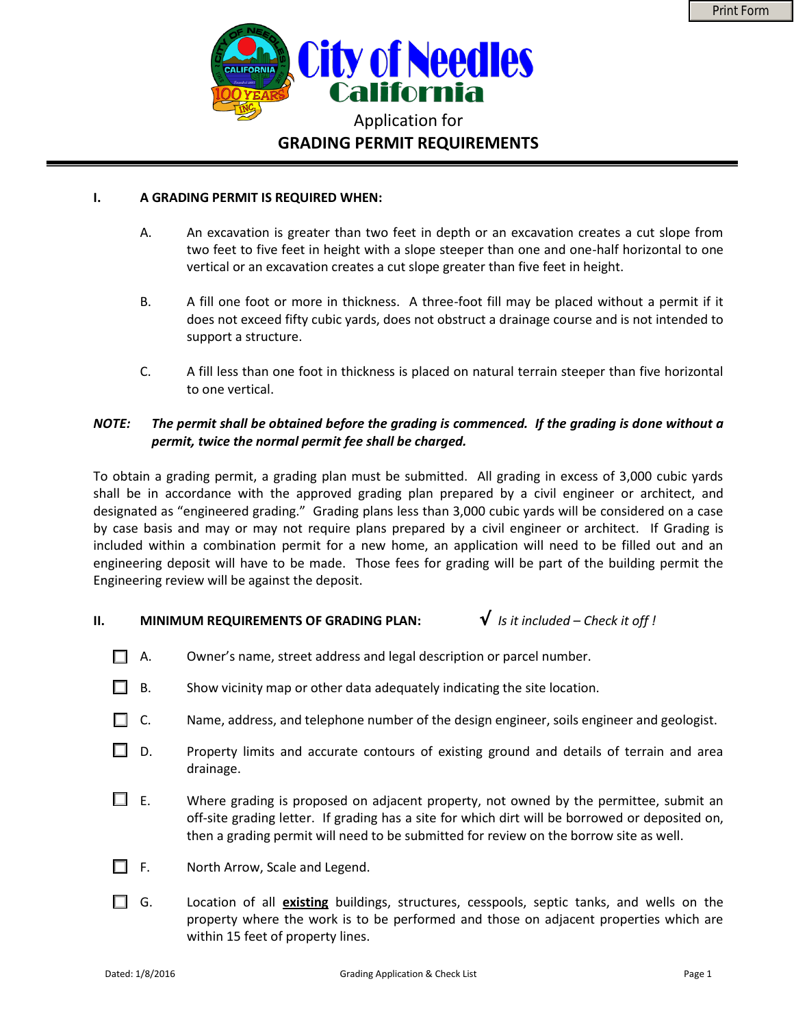# City of Needles
## California

Application for

## GRADING PERMIT REQUIREMENTS

---

### I. A GRADING PERMIT IS REQUIRED WHEN:

A. An excavation is greater than two feet in depth or an excavation creates a cut slope from two feet to five feet in height with a slope steeper than one and one-half horizontal to one vertical or an excavation creates a cut slope greater than five feet in height.

B. A fill one foot or more in thickness. A three-foot fill may be placed without a permit if it does not exceed fifty cubic yards, does not obstruct a drainage course and is not intended to support a structure.

C. A fill less than one foot in thickness is placed on natural terrain steeper than five horizontal to one vertical.

***NOTE: The permit shall be obtained before the grading is commenced. If the grading is done without a permit, twice the normal permit fee shall be charged.***

To obtain a grading permit, a grading plan must be submitted. All grading in excess of 3,000 cubic yards shall be in accordance with the approved grading plan prepared by a civil engineer or architect, and designated as "engineered grading." Grading plans less than 3,000 cubic yards will be considered on a case by case basis and may or may not require plans prepared by a civil engineer or architect. If Grading is included within a combination permit for a new home, an application will need to be filled out and an engineering deposit will have to be made. Those fees for grading will be part of the building permit the Engineering review will be against the deposit.

### II. MINIMUM REQUIREMENTS OF GRADING PLAN: √ *Is it included – Check it off !*

- ☐ A. Owner's name, street address and legal description or parcel number.
- ☐ B. Show vicinity map or other data adequately indicating the site location.
- ☐ C. Name, address, and telephone number of the design engineer, soils engineer and geologist.
- ☐ D. Property limits and accurate contours of existing ground and details of terrain and area drainage.
- ☐ E. Where grading is proposed on adjacent property, not owned by the permittee, submit an off-site grading letter. If grading has a site for which dirt will be borrowed or deposited on, then a grading permit will need to be submitted for review on the borrow site as well.
- ☐ F. North Arrow, Scale and Legend.
- ☐ G. Location of all **existing** buildings, structures, cesspools, septic tanks, and wells on the property where the work is to be performed and those on adjacent properties which are within 15 feet of property lines.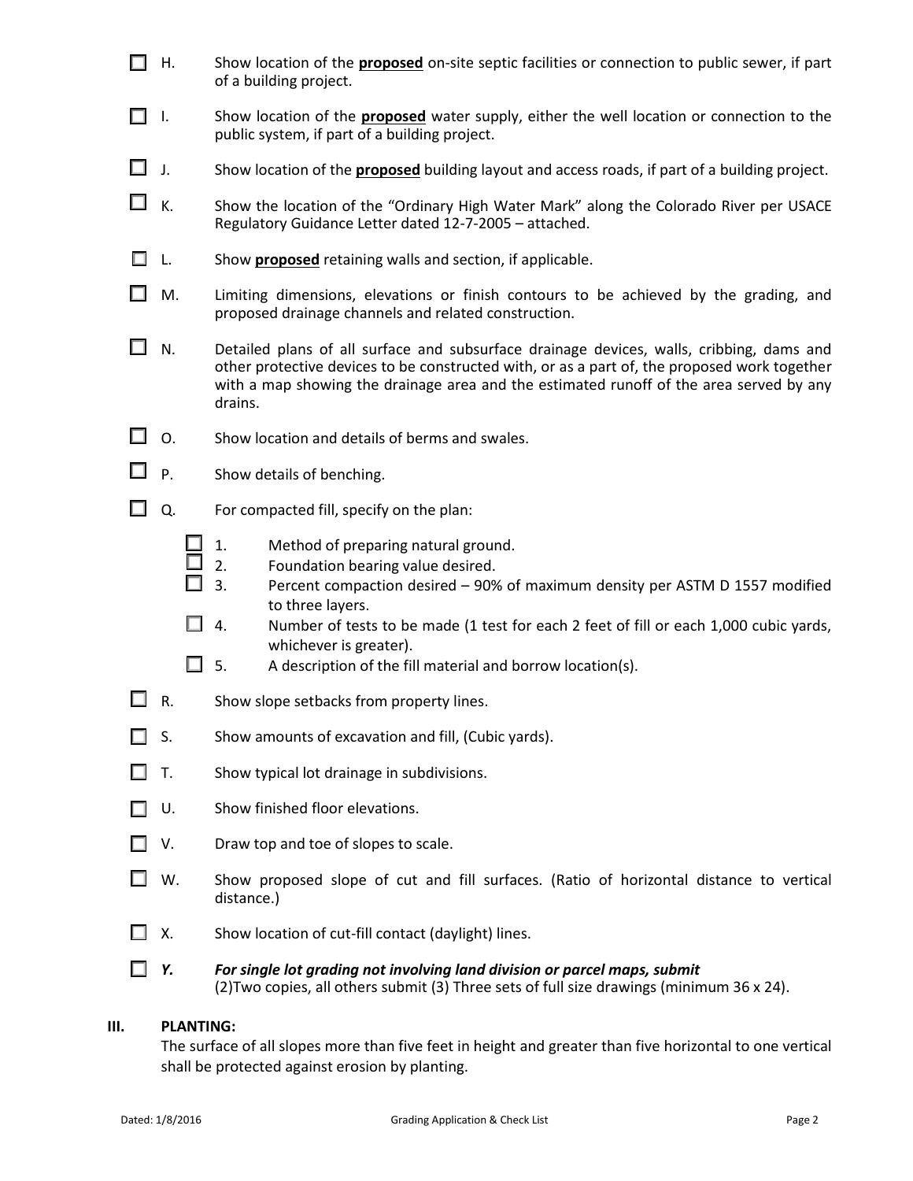- ☐ H. Show location of the **proposed** on-site septic facilities or connection to public sewer, if part of a building project.
- ☐ I. Show location of the **proposed** water supply, either the well location or connection to the public system, if part of a building project.
- ☐ J. Show location of the **proposed** building layout and access roads, if part of a building project.
- ☐ K. Show the location of the "Ordinary High Water Mark" along the Colorado River per USACE Regulatory Guidance Letter dated 12-7-2005 – attached.
- ☐ L. Show **proposed** retaining walls and section, if applicable.
- ☐ M. Limiting dimensions, elevations or finish contours to be achieved by the grading, and proposed drainage channels and related construction.
- ☐ N. Detailed plans of all surface and subsurface drainage devices, walls, cribbing, dams and other protective devices to be constructed with, or as a part of, the proposed work together with a map showing the drainage area and the estimated runoff of the area served by any drains.
- ☐ O. Show location and details of berms and swales.
- ☐ P. Show details of benching.
- ☐ Q. For compacted fill, specify on the plan:
  - ☐ 1. Method of preparing natural ground.
  - ☐ 2. Foundation bearing value desired.
  - ☐ 3. Percent compaction desired – 90% of maximum density per ASTM D 1557 modified to three layers.
  - ☐ 4. Number of tests to be made (1 test for each 2 feet of fill or each 1,000 cubic yards, whichever is greater).
  - ☐ 5. A description of the fill material and borrow location(s).
- ☐ R. Show slope setbacks from property lines.
- ☐ S. Show amounts of excavation and fill, (Cubic yards).
- ☐ T. Show typical lot drainage in subdivisions.
- ☐ U. Show finished floor elevations.
- ☐ V. Draw top and toe of slopes to scale.
- ☐ W. Show proposed slope of cut and fill surfaces. (Ratio of horizontal distance to vertical distance.)
- ☐ X. Show location of cut-fill contact (daylight) lines.
- ☐ ***Y. For single lot grading not involving land division or parcel maps, submit*** (2)Two copies, all others submit (3) Three sets of full size drawings (minimum 36 x 24).

## III. PLANTING:

The surface of all slopes more than five feet in height and greater than five horizontal to one vertical shall be protected against erosion by planting.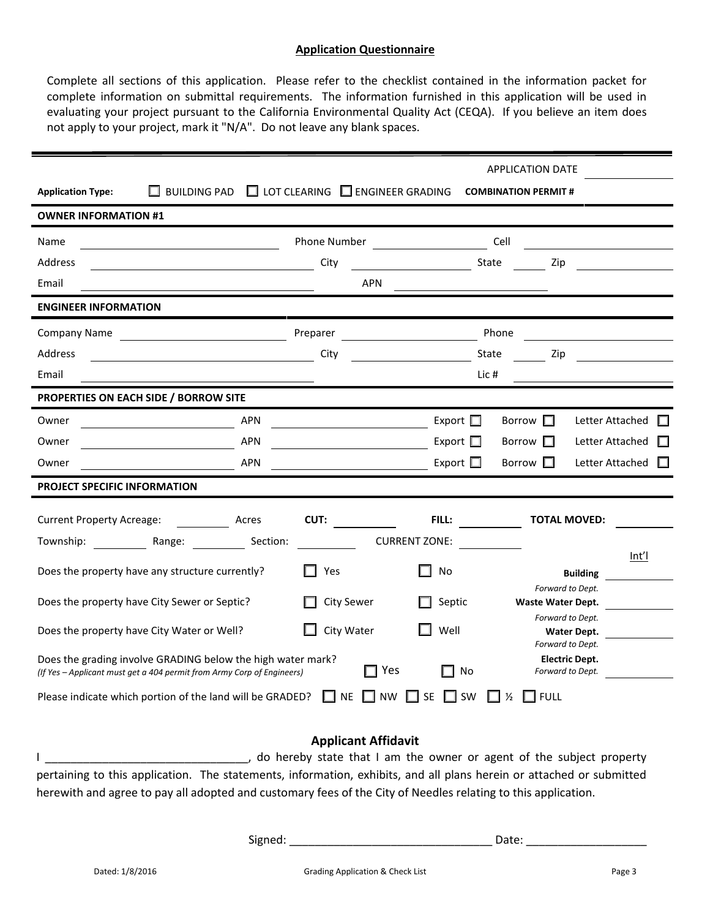## Application Questionnaire

Complete all sections of this application. Please refer to the checklist contained in the information packet for complete information on submittal requirements. The information furnished in this application will be used in evaluating your project pursuant to the California Environmental Quality Act (CEQA). If you believe an item does not apply to your project, mark it "N/A". Do not leave any blank spaces.

APPLICATION DATE \_\_\_\_\_\_\_\_\_\_

**Application Type:** ☐ BUILDING PAD ☐ LOT CLEARING ☐ ENGINEER GRADING **COMBINATION PERMIT #**

**OWNER INFORMATION #1**

Name \_\_\_\_\_\_\_\_\_\_ Phone Number \_\_\_\_\_\_\_\_\_\_ Cell \_\_\_\_\_\_\_\_\_\_

Address \_\_\_\_\_\_\_\_\_\_ City \_\_\_\_\_\_\_\_\_\_ State \_\_\_\_\_ Zip \_\_\_\_\_\_\_\_\_\_

Email \_\_\_\_\_\_\_\_\_\_ APN \_\_\_\_\_\_\_\_\_\_

**ENGINEER INFORMATION**

Company Name \_\_\_\_\_\_\_\_\_\_ Preparer \_\_\_\_\_\_\_\_\_\_ Phone \_\_\_\_\_\_\_\_\_\_

Address \_\_\_\_\_\_\_\_\_\_ City \_\_\_\_\_\_\_\_\_\_ State \_\_\_\_\_ Zip \_\_\_\_\_\_\_\_\_\_

Email \_\_\_\_\_\_\_\_\_\_ Lic # \_\_\_\_\_\_\_\_\_\_

**PROPERTIES ON EACH SIDE / BORROW SITE**

Owner \_\_\_\_\_\_\_\_\_\_ APN \_\_\_\_\_\_\_\_\_\_ Export ☐ Borrow ☐ Letter Attached ☐

Owner \_\_\_\_\_\_\_\_\_\_ APN \_\_\_\_\_\_\_\_\_\_ Export ☐ Borrow ☐ Letter Attached ☐

Owner \_\_\_\_\_\_\_\_\_\_ APN \_\_\_\_\_\_\_\_\_\_ Export ☐ Borrow ☐ Letter Attached ☐

**PROJECT SPECIFIC INFORMATION**

Current Property Acreage: \_\_\_\_\_\_ Acres **CUT:** \_\_\_\_\_\_ **FILL:** \_\_\_\_\_\_ **TOTAL MOVED:** \_\_\_\_\_\_

Township: \_\_\_\_\_\_ Range: \_\_\_\_\_\_ Section: \_\_\_\_\_\_ CURRENT ZONE: \_\_\_\_\_\_

| | | | | Int'l |
|---|---|---|---|---|
| Does the property have any structure currently? | ☐ Yes | ☐ No | **Building** *Forward to Dept.* | \_\_\_\_\_\_ |
| Does the property have City Sewer or Septic? | ☐ City Sewer | ☐ Septic | **Waste Water Dept.** *Forward to Dept.* | \_\_\_\_\_\_ |
| Does the property have City Water or Well? | ☐ City Water | ☐ Well | **Water Dept.** *Forward to Dept.* | \_\_\_\_\_\_ |
| Does the grading involve GRADING below the high water mark? *(If Yes – Applicant must get a 404 permit from Army Corp of Engineers)* | ☐ Yes | ☐ No | **Electric Dept.** *Forward to Dept.* | \_\_\_\_\_\_ |

Please indicate which portion of the land will be GRADED? ☐ NE ☐ NW ☐ SE ☐ SW ☐ ½ ☐ FULL

## Applicant Affidavit

I \_\_\_\_\_\_\_\_\_\_\_\_\_\_\_\_\_\_\_\_\_\_\_\_\_\_\_\_\_\_\_\_, do hereby state that I am the owner or agent of the subject property pertaining to this application. The statements, information, exhibits, and all plans herein or attached or submitted herewith and agree to pay all adopted and customary fees of the City of Needles relating to this application.

Signed: \_\_\_\_\_\_\_\_\_\_\_\_\_\_\_\_\_\_\_\_\_\_\_\_\_\_\_\_\_\_\_\_ Date: \_\_\_\_\_\_\_\_\_\_\_\_\_\_\_\_\_\_\_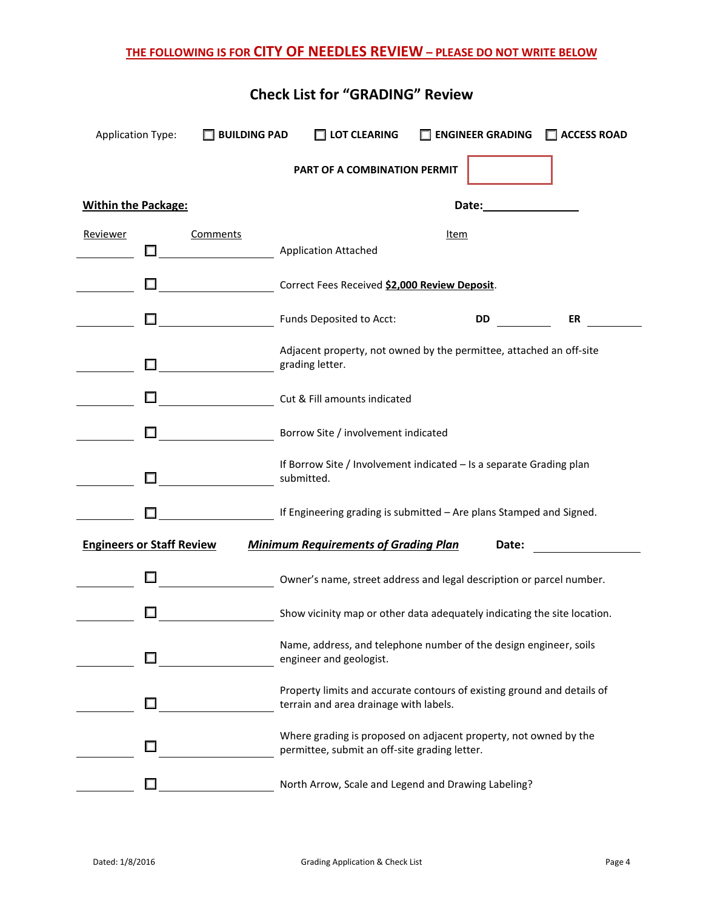**THE FOLLOWING IS FOR CITY OF NEEDLES REVIEW – PLEASE DO NOT WRITE BELOW**

## Check List for "GRADING" Review

Application Type: ☐ BUILDING PAD ☐ LOT CLEARING ☐ ENGINEER GRADING ☐ ACCESS ROAD

**PART OF A COMBINATION PERMIT** ☐

**Within the Package:** **Date:** ____________

| Reviewer | | Comments | Item |
|---|---|---|---|
| ________ | ☐ | ____________ | Application Attached |
| ________ | ☐ | ____________ | Correct Fees Received **$2,000 Review Deposit**. |
| ________ | ☐ | ____________ | Funds Deposited to Acct: **DD** ________ **ER** ________ |
| ________ | ☐ | ____________ | Adjacent property, not owned by the permittee, attached an off-site grading letter. |
| ________ | ☐ | ____________ | Cut & Fill amounts indicated |
| ________ | ☐ | ____________ | Borrow Site / involvement indicated |
| ________ | ☐ | ____________ | If Borrow Site / Involvement indicated – Is a separate Grading plan submitted. |
| ________ | ☐ | ____________ | If Engineering grading is submitted – Are plans Stamped and Signed. |

**Engineers or Staff Review** ***Minimum Requirements of Grading Plan*** **Date:** ____________

| Reviewer | | Comments | Item |
|---|---|---|---|
| ________ | ☐ | ____________ | Owner's name, street address and legal description or parcel number. |
| ________ | ☐ | ____________ | Show vicinity map or other data adequately indicating the site location. |
| ________ | ☐ | ____________ | Name, address, and telephone number of the design engineer, soils engineer and geologist. |
| ________ | ☐ | ____________ | Property limits and accurate contours of existing ground and details of terrain and area drainage with labels. |
| ________ | ☐ | ____________ | Where grading is proposed on adjacent property, not owned by the permittee, submit an off-site grading letter. |
| ________ | ☐ | ____________ | North Arrow, Scale and Legend and Drawing Labeling? |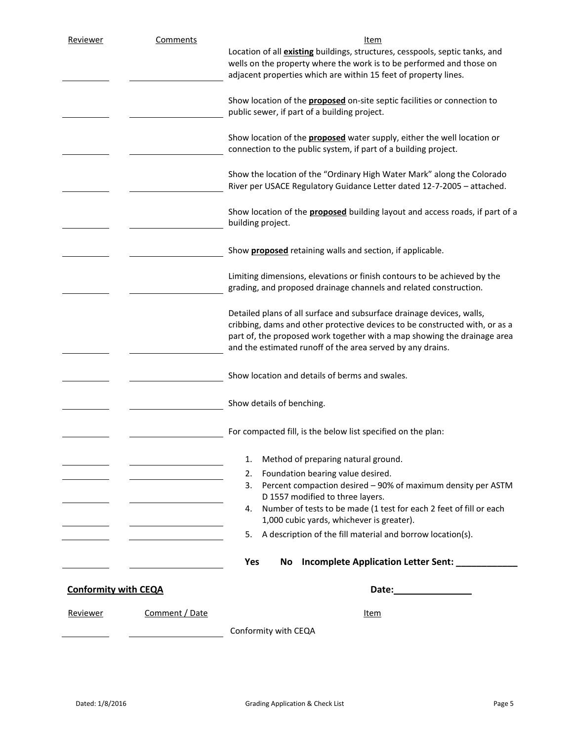| Reviewer | Comments | Item |
|---|---|---|
| | | Location of all **existing** buildings, structures, cesspools, septic tanks, and wells on the property where the work is to be performed and those on adjacent properties which are within 15 feet of property lines. |
| | | Show location of the **proposed** on-site septic facilities or connection to public sewer, if part of a building project. |
| | | Show location of the **proposed** water supply, either the well location or connection to the public system, if part of a building project. |
| | | Show the location of the "Ordinary High Water Mark" along the Colorado River per USACE Regulatory Guidance Letter dated 12-7-2005 – attached. |
| | | Show location of the **proposed** building layout and access roads, if part of a building project. |
| | | Show **proposed** retaining walls and section, if applicable. |
| | | Limiting dimensions, elevations or finish contours to be achieved by the grading, and proposed drainage channels and related construction. |
| | | Detailed plans of all surface and subsurface drainage devices, walls, cribbing, dams and other protective devices to be constructed with, or as a part of, the proposed work together with a map showing the drainage area and the estimated runoff of the area served by any drains. |
| | | Show location and details of berms and swales. |
| | | Show details of benching. |
| | | For compacted fill, is the below list specified on the plan: |
| | | 1. Method of preparing natural ground. |
| | | 2. Foundation bearing value desired. |
| | | 3. Percent compaction desired – 90% of maximum density per ASTM D 1557 modified to three layers. |
| | | 4. Number of tests to be made (1 test for each 2 feet of fill or each 1,000 cubic yards, whichever is greater). |
| | | 5. A description of the fill material and borrow location(s). |
| | | **Yes No Incomplete Application Letter Sent: ____________** |

**Conformity with CEQA** **Date:_______________**

| Reviewer | Comment / Date | Item |
|---|---|---|
| | | Conformity with CEQA |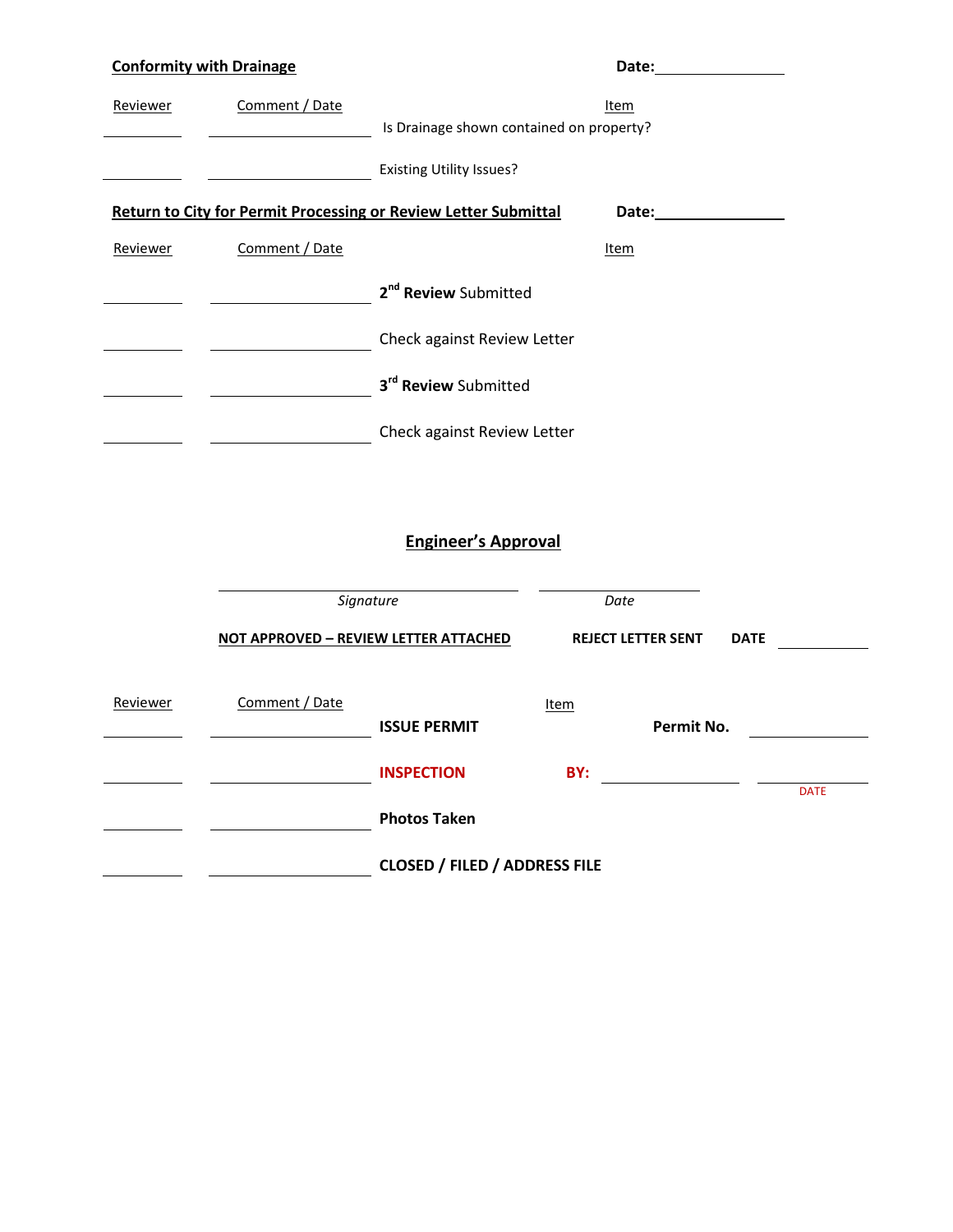**Conformity with Drainage** **Date:** ________________

| Reviewer | Comment / Date | Item |
|---|---|---|
| | | Is Drainage shown contained on property? |
| | | Existing Utility Issues? |

**Return to City for Permit Processing or Review Letter Submittal** **Date:** ________________

| Reviewer | Comment / Date | Item |
|---|---|---|
| | | 2nd **Review** Submitted |
| | | Check against Review Letter |
| | | 3rd **Review** Submitted |
| | | Check against Review Letter |

## Engineer's Approval

________________________________ ________________

*Signature* *Date*

**NOT APPROVED – REVIEW LETTER ATTACHED** **REJECT LETTER SENT** **DATE** ____________

| Reviewer | Comment / Date | Item | | |
|---|---|---|---|---|
| | | **ISSUE PERMIT** | **Permit No.** | |
| | | **INSPECTION** | **BY:** | DATE |
| | | **Photos Taken** | | |
| | | **CLOSED / FILED / ADDRESS FILE** | | |